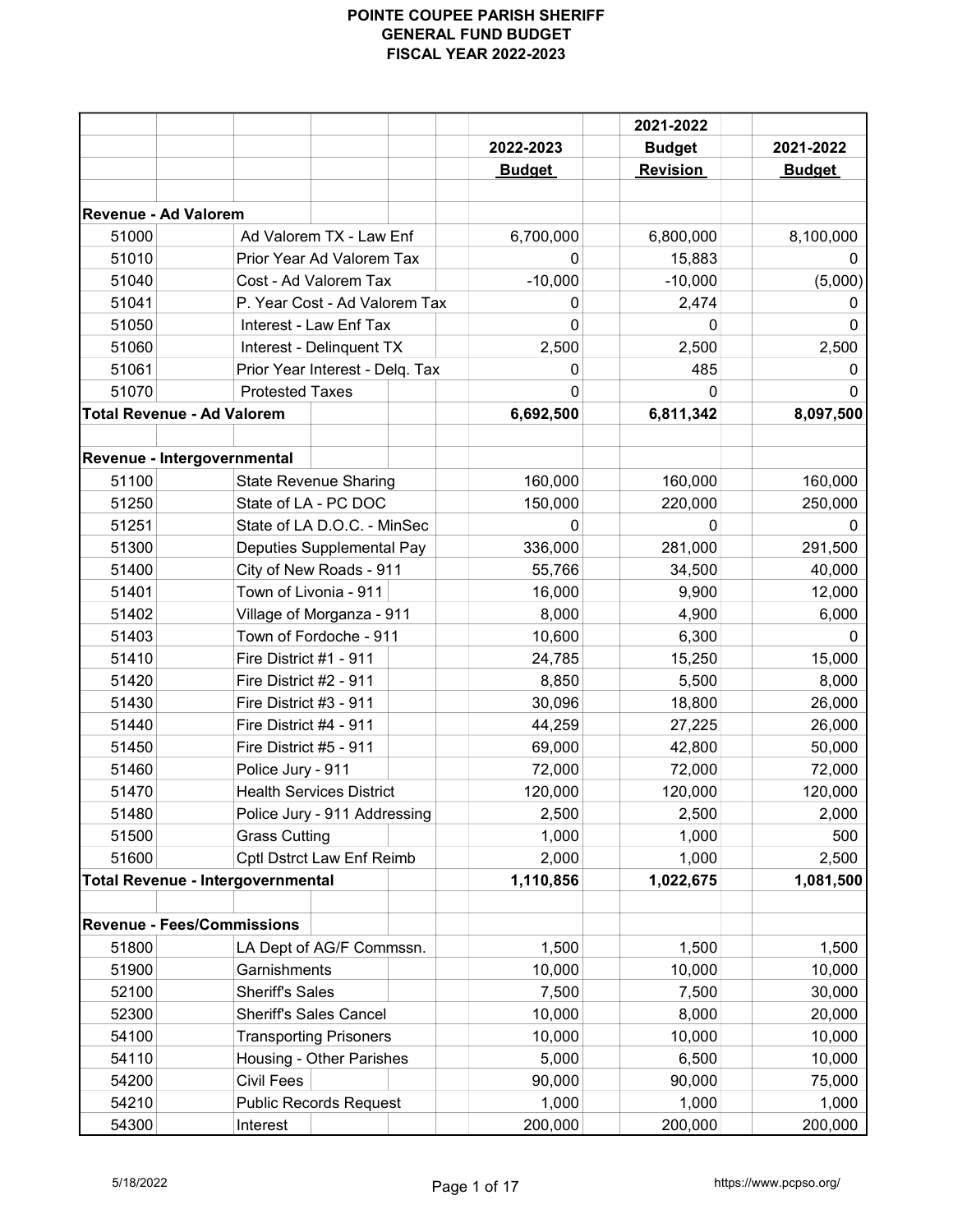# POINTE COUPEE PARISH SHERIFF
## GENERAL FUND BUDGET
## FISCAL YEAR 2022-2023

| | | 2022-2023 Budget | 2021-2022 Budget Revision | 2021-2022 Budget |
|---|---|---|---|---|
| **Revenue - Ad Valorem** | | | | |
| 51000 | Ad Valorem TX - Law Enf | 6,700,000 | 6,800,000 | 8,100,000 |
| 51010 | Prior Year Ad Valorem Tax | 0 | 15,883 | 0 |
| 51040 | Cost - Ad Valorem Tax | -10,000 | -10,000 | (5,000) |
| 51041 | P. Year Cost - Ad Valorem Tax | 0 | 2,474 | 0 |
| 51050 | Interest - Law Enf Tax | 0 | 0 | 0 |
| 51060 | Interest - Delinquent TX | 2,500 | 2,500 | 2,500 |
| 51061 | Prior Year Interest - Delq. Tax | 0 | 485 | 0 |
| 51070 | Protested Taxes | 0 | 0 | 0 |
| **Total Revenue - Ad Valorem** | | **6,692,500** | **6,811,342** | **8,097,500** |
| | | | | |
| **Revenue - Intergovernmental** | | | | |
| 51100 | State Revenue Sharing | 160,000 | 160,000 | 160,000 |
| 51250 | State of LA - PC DOC | 150,000 | 220,000 | 250,000 |
| 51251 | State of LA D.O.C. - MinSec | 0 | 0 | 0 |
| 51300 | Deputies Supplemental Pay | 336,000 | 281,000 | 291,500 |
| 51400 | City of New Roads - 911 | 55,766 | 34,500 | 40,000 |
| 51401 | Town of Livonia - 911 | 16,000 | 9,900 | 12,000 |
| 51402 | Village of Morganza - 911 | 8,000 | 4,900 | 6,000 |
| 51403 | Town of Fordoche - 911 | 10,600 | 6,300 | 0 |
| 51410 | Fire District #1 - 911 | 24,785 | 15,250 | 15,000 |
| 51420 | Fire District #2 - 911 | 8,850 | 5,500 | 8,000 |
| 51430 | Fire District #3 - 911 | 30,096 | 18,800 | 26,000 |
| 51440 | Fire District #4 - 911 | 44,259 | 27,225 | 26,000 |
| 51450 | Fire District #5 - 911 | 69,000 | 42,800 | 50,000 |
| 51460 | Police Jury - 911 | 72,000 | 72,000 | 72,000 |
| 51470 | Health Services District | 120,000 | 120,000 | 120,000 |
| 51480 | Police Jury - 911 Addressing | 2,500 | 2,500 | 2,000 |
| 51500 | Grass Cutting | 1,000 | 1,000 | 500 |
| 51600 | Cptl Dstrct Law Enf Reimb | 2,000 | 1,000 | 2,500 |
| **Total Revenue - Intergovernmental** | | **1,110,856** | **1,022,675** | **1,081,500** |
| | | | | |
| **Revenue - Fees/Commissions** | | | | |
| 51800 | LA Dept of AG/F Commssn. | 1,500 | 1,500 | 1,500 |
| 51900 | Garnishments | 10,000 | 10,000 | 10,000 |
| 52100 | Sheriff's Sales | 7,500 | 7,500 | 30,000 |
| 52300 | Sheriff's Sales Cancel | 10,000 | 8,000 | 20,000 |
| 54100 | Transporting Prisoners | 10,000 | 10,000 | 10,000 |
| 54110 | Housing - Other Parishes | 5,000 | 6,500 | 10,000 |
| 54200 | Civil Fees | 90,000 | 90,000 | 75,000 |
| 54210 | Public Records Request | 1,000 | 1,000 | 1,000 |
| 54300 | Interest | 200,000 | 200,000 | 200,000 |

5/18/2022 https://www.pcpso.org/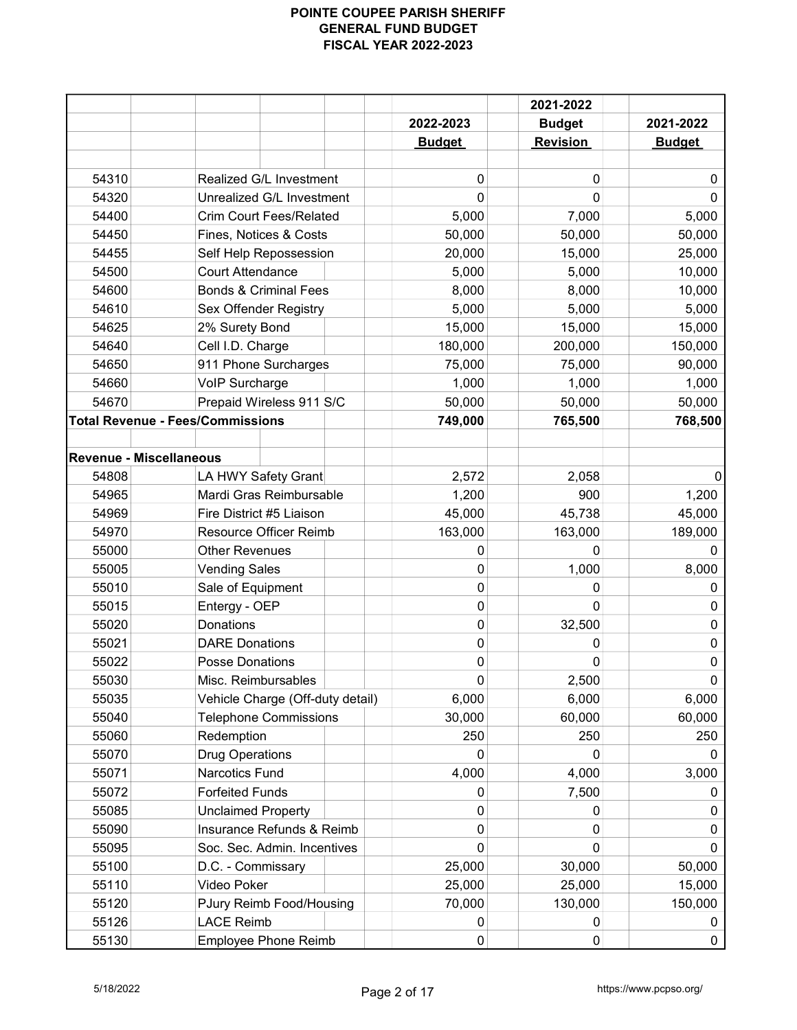# POINTE COUPEE PARISH SHERIFF
## GENERAL FUND BUDGET
## FISCAL YEAR 2022-2023

| | | 2022-2023 Budget | 2021-2022 Budget Revision | 2021-2022 Budget |
|---|---|---|---|---|
| 54310 | Realized G/L Investment | 0 | 0 | 0 |
| 54320 | Unrealized G/L Investment | 0 | 0 | 0 |
| 54400 | Crim Court Fees/Related | 5,000 | 7,000 | 5,000 |
| 54450 | Fines, Notices & Costs | 50,000 | 50,000 | 50,000 |
| 54455 | Self Help Repossession | 20,000 | 15,000 | 25,000 |
| 54500 | Court Attendance | 5,000 | 5,000 | 10,000 |
| 54600 | Bonds & Criminal Fees | 8,000 | 8,000 | 10,000 |
| 54610 | Sex Offender Registry | 5,000 | 5,000 | 5,000 |
| 54625 | 2% Surety Bond | 15,000 | 15,000 | 15,000 |
| 54640 | Cell I.D. Charge | 180,000 | 200,000 | 150,000 |
| 54650 | 911 Phone Surcharges | 75,000 | 75,000 | 90,000 |
| 54660 | VoIP Surcharge | 1,000 | 1,000 | 1,000 |
| 54670 | Prepaid Wireless 911 S/C | 50,000 | 50,000 | 50,000 |
| **Total Revenue - Fees/Commissions** | | **749,000** | **765,500** | **768,500** |
| | | | | |
| **Revenue - Miscellaneous** | | | | |
| 54808 | LA HWY Safety Grant | 2,572 | 2,058 | 0 |
| 54965 | Mardi Gras Reimbursable | 1,200 | 900 | 1,200 |
| 54969 | Fire District #5 Liaison | 45,000 | 45,738 | 45,000 |
| 54970 | Resource Officer Reimb | 163,000 | 163,000 | 189,000 |
| 55000 | Other Revenues | 0 | 0 | 0 |
| 55005 | Vending Sales | 0 | 1,000 | 8,000 |
| 55010 | Sale of Equipment | 0 | 0 | 0 |
| 55015 | Entergy - OEP | 0 | 0 | 0 |
| 55020 | Donations | 0 | 32,500 | 0 |
| 55021 | DARE Donations | 0 | 0 | 0 |
| 55022 | Posse Donations | 0 | 0 | 0 |
| 55030 | Misc. Reimbursables | 0 | 2,500 | 0 |
| 55035 | Vehicle Charge (Off-duty detail) | 6,000 | 6,000 | 6,000 |
| 55040 | Telephone Commissions | 30,000 | 60,000 | 60,000 |
| 55060 | Redemption | 250 | 250 | 250 |
| 55070 | Drug Operations | 0 | 0 | 0 |
| 55071 | Narcotics Fund | 4,000 | 4,000 | 3,000 |
| 55072 | Forfeited Funds | 0 | 7,500 | 0 |
| 55085 | Unclaimed Property | 0 | 0 | 0 |
| 55090 | Insurance Refunds & Reimb | 0 | 0 | 0 |
| 55095 | Soc. Sec. Admin. Incentives | 0 | 0 | 0 |
| 55100 | D.C. - Commissary | 25,000 | 30,000 | 50,000 |
| 55110 | Video Poker | 25,000 | 25,000 | 15,000 |
| 55120 | PJury Reimb Food/Housing | 70,000 | 130,000 | 150,000 |
| 55126 | LACE Reimb | 0 | 0 | 0 |
| 55130 | Employee Phone Reimb | 0 | 0 | 0 |

5/18/2022 https://www.pcpso.org/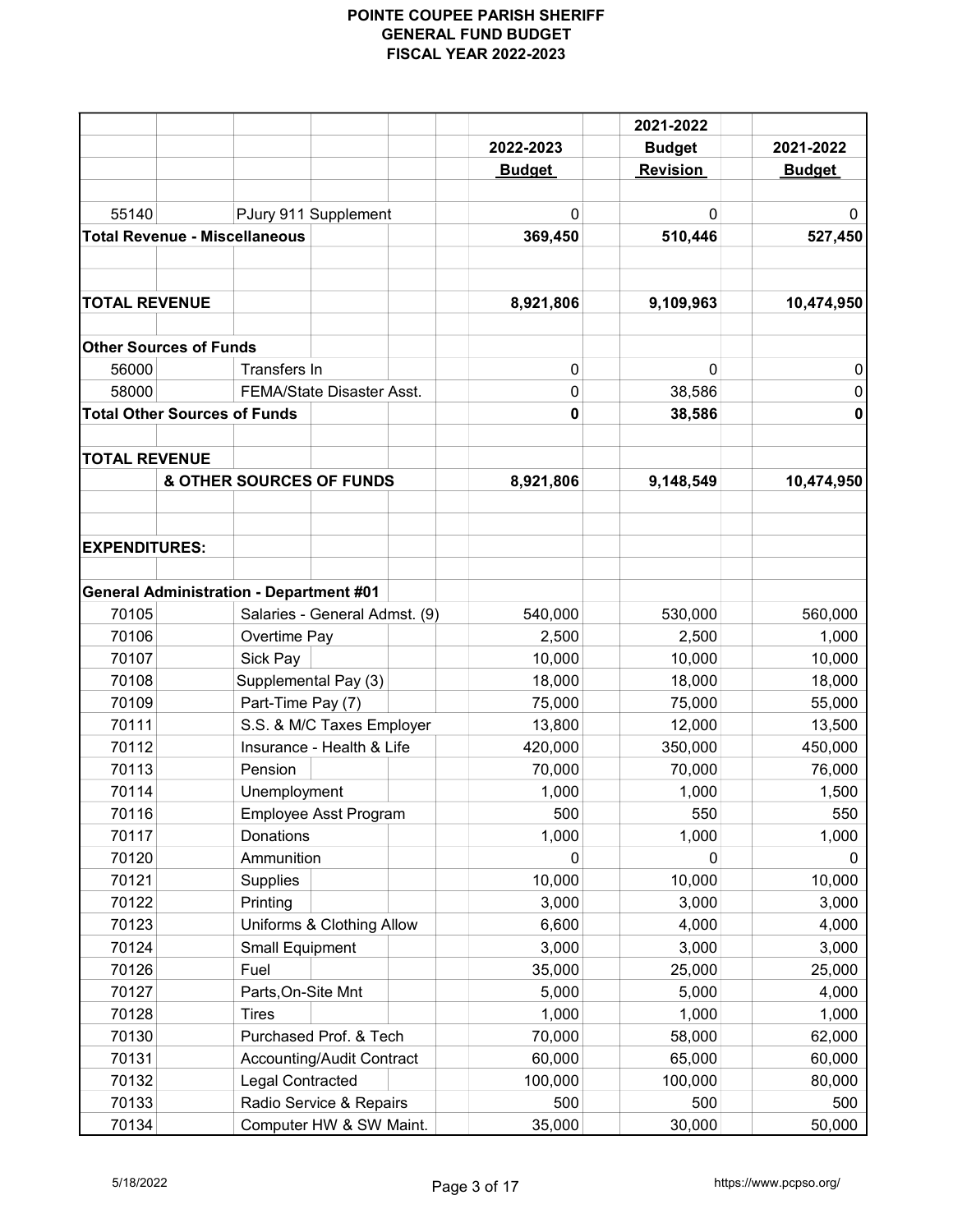# POINTE COUPEE PARISH SHERIFF
## GENERAL FUND BUDGET
## FISCAL YEAR 2022-2023

| | | 2022-2023 Budget | 2021-2022 Budget Revision | 2021-2022 Budget |
|---|---|---|---|---|
| 55140 | PJury 911 Supplement | 0 | 0 | 0 |
| **Total Revenue - Miscellaneous** | | **369,450** | **510,446** | **527,450** |
| **TOTAL REVENUE** | | **8,921,806** | **9,109,963** | **10,474,950** |
| **Other Sources of Funds** | | | | |
| 56000 | Transfers In | 0 | 0 | 0 |
| 58000 | FEMA/State Disaster Asst. | 0 | 38,586 | 0 |
| **Total Other Sources of Funds** | | **0** | **38,586** | **0** |
| **TOTAL REVENUE & OTHER SOURCES OF FUNDS** | | **8,921,806** | **9,148,549** | **10,474,950** |
| **EXPENDITURES:** | | | | |
| **General Administration - Department #01** | | | | |
| 70105 | Salaries - General Admst. (9) | 540,000 | 530,000 | 560,000 |
| 70106 | Overtime Pay | 2,500 | 2,500 | 1,000 |
| 70107 | Sick Pay | 10,000 | 10,000 | 10,000 |
| 70108 | Supplemental Pay (3) | 18,000 | 18,000 | 18,000 |
| 70109 | Part-Time Pay (7) | 75,000 | 75,000 | 55,000 |
| 70111 | S.S. & M/C Taxes Employer | 13,800 | 12,000 | 13,500 |
| 70112 | Insurance - Health & Life | 420,000 | 350,000 | 450,000 |
| 70113 | Pension | 70,000 | 70,000 | 76,000 |
| 70114 | Unemployment | 1,000 | 1,000 | 1,500 |
| 70116 | Employee Asst Program | 500 | 550 | 550 |
| 70117 | Donations | 1,000 | 1,000 | 1,000 |
| 70120 | Ammunition | 0 | 0 | 0 |
| 70121 | Supplies | 10,000 | 10,000 | 10,000 |
| 70122 | Printing | 3,000 | 3,000 | 3,000 |
| 70123 | Uniforms & Clothing Allow | 6,600 | 4,000 | 4,000 |
| 70124 | Small Equipment | 3,000 | 3,000 | 3,000 |
| 70126 | Fuel | 35,000 | 25,000 | 25,000 |
| 70127 | Parts,On-Site Mnt | 5,000 | 5,000 | 4,000 |
| 70128 | Tires | 1,000 | 1,000 | 1,000 |
| 70130 | Purchased Prof. & Tech | 70,000 | 58,000 | 62,000 |
| 70131 | Accounting/Audit Contract | 60,000 | 65,000 | 60,000 |
| 70132 | Legal Contracted | 100,000 | 100,000 | 80,000 |
| 70133 | Radio Service & Repairs | 500 | 500 | 500 |
| 70134 | Computer HW & SW Maint. | 35,000 | 30,000 | 50,000 |

5/18/2022 https://www.pcpso.org/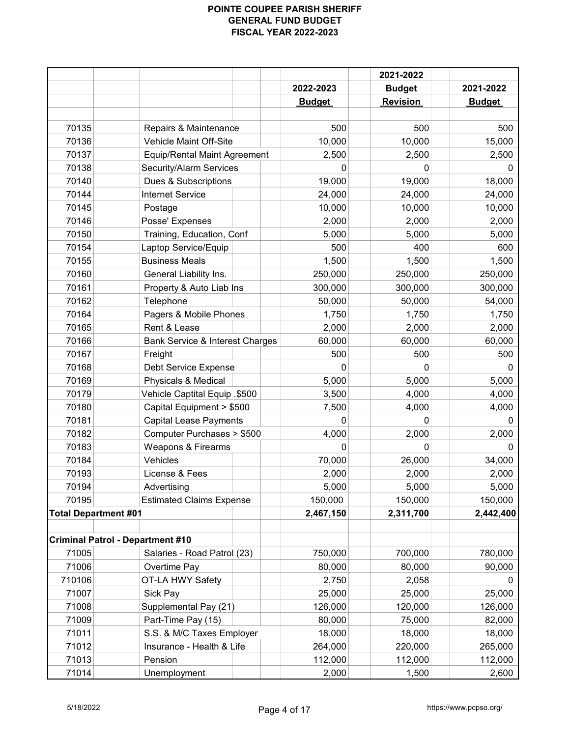# POINTE COUPEE PARISH SHERIFF
## GENERAL FUND BUDGET
## FISCAL YEAR 2022-2023

| | | 2022-2023 Budget | 2021-2022 Budget Revision | 2021-2022 Budget |
|---|---|---|---|---|
| 70135 | Repairs & Maintenance | 500 | 500 | 500 |
| 70136 | Vehicle Maint Off-Site | 10,000 | 10,000 | 15,000 |
| 70137 | Equip/Rental Maint Agreement | 2,500 | 2,500 | 2,500 |
| 70138 | Security/Alarm Services | 0 | 0 | 0 |
| 70140 | Dues & Subscriptions | 19,000 | 19,000 | 18,000 |
| 70144 | Internet Service | 24,000 | 24,000 | 24,000 |
| 70145 | Postage | 10,000 | 10,000 | 10,000 |
| 70146 | Posse' Expenses | 2,000 | 2,000 | 2,000 |
| 70150 | Training, Education, Conf | 5,000 | 5,000 | 5,000 |
| 70154 | Laptop Service/Equip | 500 | 400 | 600 |
| 70155 | Business Meals | 1,500 | 1,500 | 1,500 |
| 70160 | General Liability Ins. | 250,000 | 250,000 | 250,000 |
| 70161 | Property & Auto Liab Ins | 300,000 | 300,000 | 300,000 |
| 70162 | Telephone | 50,000 | 50,000 | 54,000 |
| 70164 | Pagers & Mobile Phones | 1,750 | 1,750 | 1,750 |
| 70165 | Rent & Lease | 2,000 | 2,000 | 2,000 |
| 70166 | Bank Service & Interest Charges | 60,000 | 60,000 | 60,000 |
| 70167 | Freight | 500 | 500 | 500 |
| 70168 | Debt Service Expense | 0 | 0 | 0 |
| 70169 | Physicals & Medical | 5,000 | 5,000 | 5,000 |
| 70179 | Vehicle Captital Equip .$500 | 3,500 | 4,000 | 4,000 |
| 70180 | Capital Equipment > $500 | 7,500 | 4,000 | 4,000 |
| 70181 | Capital Lease Payments | 0 | 0 | 0 |
| 70182 | Computer Purchases > $500 | 4,000 | 2,000 | 2,000 |
| 70183 | Weapons & Firearms | 0 | 0 | 0 |
| 70184 | Vehicles | 70,000 | 26,000 | 34,000 |
| 70193 | License & Fees | 2,000 | 2,000 | 2,000 |
| 70194 | Advertising | 5,000 | 5,000 | 5,000 |
| 70195 | Estimated Claims Expense | 150,000 | 150,000 | 150,000 |
| **Total Department #01** | | **2,467,150** | **2,311,700** | **2,442,400** |
| | | | | |
| **Criminal Patrol - Department #10** | | | | |
| 71005 | Salaries - Road Patrol (23) | 750,000 | 700,000 | 780,000 |
| 71006 | Overtime Pay | 80,000 | 80,000 | 90,000 |
| 710106 | OT-LA HWY Safety | 2,750 | 2,058 | 0 |
| 71007 | Sick Pay | 25,000 | 25,000 | 25,000 |
| 71008 | Supplemental Pay (21) | 126,000 | 120,000 | 126,000 |
| 71009 | Part-Time Pay (15) | 80,000 | 75,000 | 82,000 |
| 71011 | S.S. & M/C Taxes Employer | 18,000 | 18,000 | 18,000 |
| 71012 | Insurance - Health & Life | 264,000 | 220,000 | 265,000 |
| 71013 | Pension | 112,000 | 112,000 | 112,000 |
| 71014 | Unemployment | 2,000 | 1,500 | 2,600 |

5/18/2022

https://www.pcpso.org/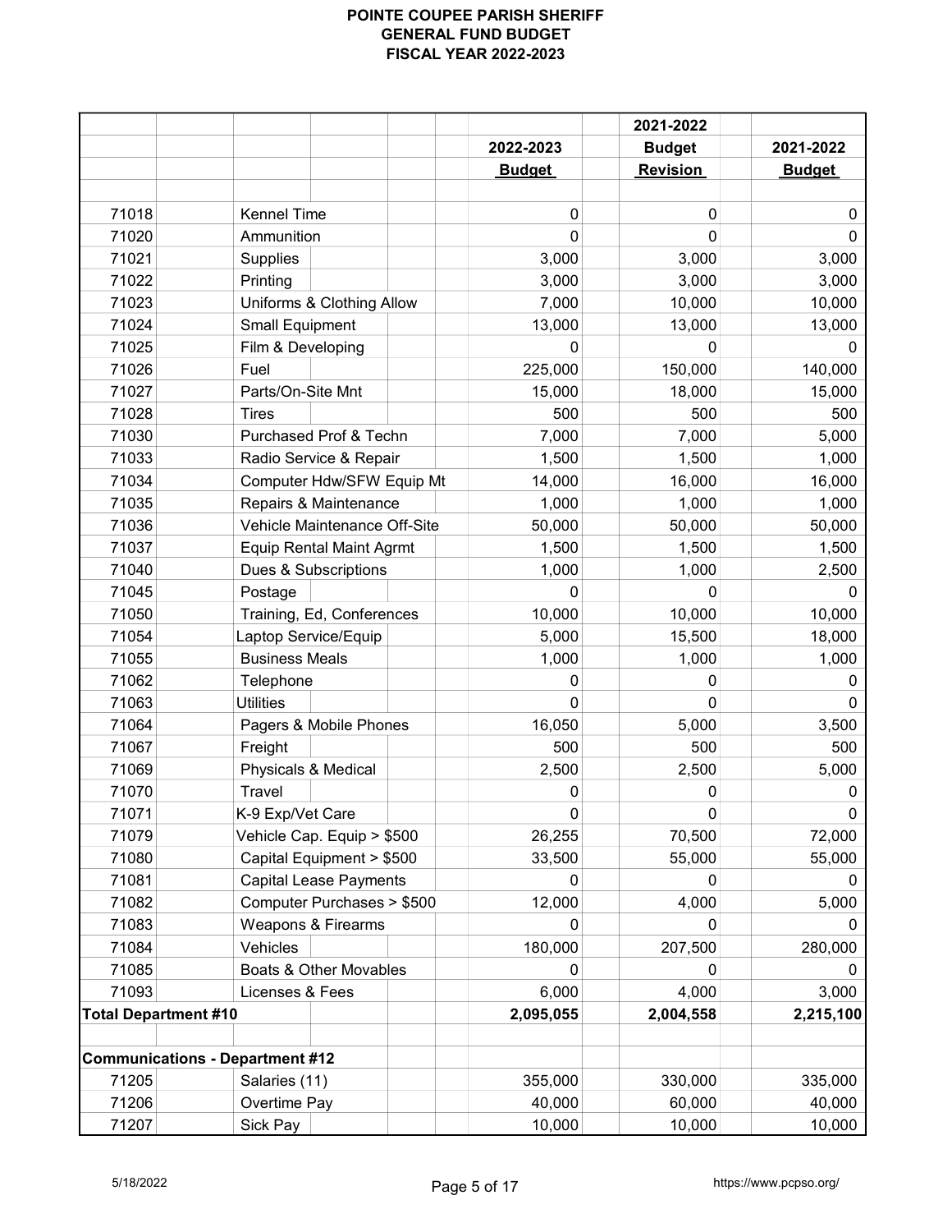**POINTE COUPEE PARISH SHERIFF**
**GENERAL FUND BUDGET**
**FISCAL YEAR 2022-2023**

| | | 2022-2023 Budget | 2021-2022 Budget Revision | 2021-2022 Budget |
|---|---|---|---|---|
| 71018 | Kennel Time | 0 | 0 | 0 |
| 71020 | Ammunition | 0 | 0 | 0 |
| 71021 | Supplies | 3,000 | 3,000 | 3,000 |
| 71022 | Printing | 3,000 | 3,000 | 3,000 |
| 71023 | Uniforms & Clothing Allow | 7,000 | 10,000 | 10,000 |
| 71024 | Small Equipment | 13,000 | 13,000 | 13,000 |
| 71025 | Film & Developing | 0 | 0 | 0 |
| 71026 | Fuel | 225,000 | 150,000 | 140,000 |
| 71027 | Parts/On-Site Mnt | 15,000 | 18,000 | 15,000 |
| 71028 | Tires | 500 | 500 | 500 |
| 71030 | Purchased Prof & Techn | 7,000 | 7,000 | 5,000 |
| 71033 | Radio Service & Repair | 1,500 | 1,500 | 1,000 |
| 71034 | Computer Hdw/SFW Equip Mt | 14,000 | 16,000 | 16,000 |
| 71035 | Repairs & Maintenance | 1,000 | 1,000 | 1,000 |
| 71036 | Vehicle Maintenance Off-Site | 50,000 | 50,000 | 50,000 |
| 71037 | Equip Rental Maint Agrmt | 1,500 | 1,500 | 1,500 |
| 71040 | Dues & Subscriptions | 1,000 | 1,000 | 2,500 |
| 71045 | Postage | 0 | 0 | 0 |
| 71050 | Training, Ed, Conferences | 10,000 | 10,000 | 10,000 |
| 71054 | Laptop Service/Equip | 5,000 | 15,500 | 18,000 |
| 71055 | Business Meals | 1,000 | 1,000 | 1,000 |
| 71062 | Telephone | 0 | 0 | 0 |
| 71063 | Utilities | 0 | 0 | 0 |
| 71064 | Pagers & Mobile Phones | 16,050 | 5,000 | 3,500 |
| 71067 | Freight | 500 | 500 | 500 |
| 71069 | Physicals & Medical | 2,500 | 2,500 | 5,000 |
| 71070 | Travel | 0 | 0 | 0 |
| 71071 | K-9 Exp/Vet Care | 0 | 0 | 0 |
| 71079 | Vehicle Cap. Equip > $500 | 26,255 | 70,500 | 72,000 |
| 71080 | Capital Equipment > $500 | 33,500 | 55,000 | 55,000 |
| 71081 | Capital Lease Payments | 0 | 0 | 0 |
| 71082 | Computer Purchases > $500 | 12,000 | 4,000 | 5,000 |
| 71083 | Weapons & Firearms | 0 | 0 | 0 |
| 71084 | Vehicles | 180,000 | 207,500 | 280,000 |
| 71085 | Boats & Other Movables | 0 | 0 | 0 |
| 71093 | Licenses & Fees | 6,000 | 4,000 | 3,000 |
| **Total Department #10** | | **2,095,055** | **2,004,558** | **2,215,100** |
| | | | | |
| **Communications - Department #12** | | | | |
| 71205 | Salaries (11) | 355,000 | 330,000 | 335,000 |
| 71206 | Overtime Pay | 40,000 | 60,000 | 40,000 |
| 71207 | Sick Pay | 10,000 | 10,000 | 10,000 |

5/18/2022 https://www.pcpso.org/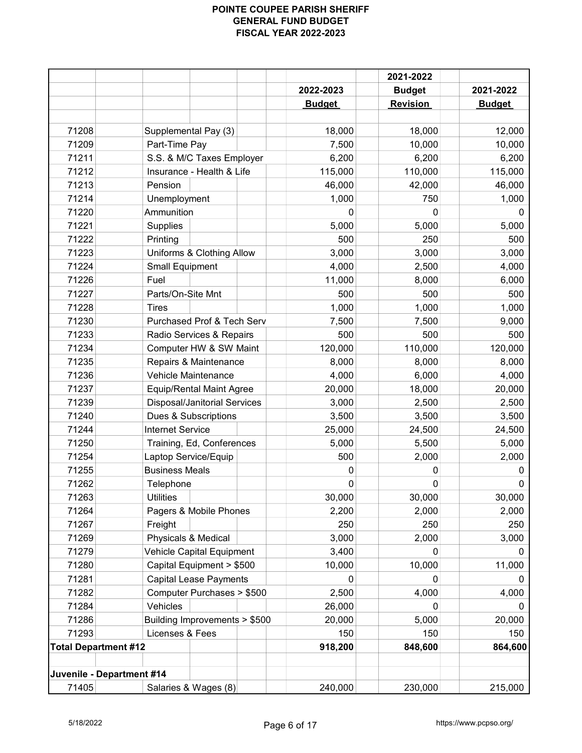# POINTE COUPEE PARISH SHERIFF
## GENERAL FUND BUDGET
## FISCAL YEAR 2022-2023

| | | 2022-2023 Budget | 2021-2022 Budget Revision | 2021-2022 Budget |
|---|---|---|---|---|
| 71208 | Supplemental Pay (3) | 18,000 | 18,000 | 12,000 |
| 71209 | Part-Time Pay | 7,500 | 10,000 | 10,000 |
| 71211 | S.S. & M/C Taxes Employer | 6,200 | 6,200 | 6,200 |
| 71212 | Insurance - Health & Life | 115,000 | 110,000 | 115,000 |
| 71213 | Pension | 46,000 | 42,000 | 46,000 |
| 71214 | Unemployment | 1,000 | 750 | 1,000 |
| 71220 | Ammunition | 0 | 0 | 0 |
| 71221 | Supplies | 5,000 | 5,000 | 5,000 |
| 71222 | Printing | 500 | 250 | 500 |
| 71223 | Uniforms & Clothing Allow | 3,000 | 3,000 | 3,000 |
| 71224 | Small Equipment | 4,000 | 2,500 | 4,000 |
| 71226 | Fuel | 11,000 | 8,000 | 6,000 |
| 71227 | Parts/On-Site Mnt | 500 | 500 | 500 |
| 71228 | Tires | 1,000 | 1,000 | 1,000 |
| 71230 | Purchased Prof & Tech Serv | 7,500 | 7,500 | 9,000 |
| 71233 | Radio Services & Repairs | 500 | 500 | 500 |
| 71234 | Computer HW & SW Maint | 120,000 | 110,000 | 120,000 |
| 71235 | Repairs & Maintenance | 8,000 | 8,000 | 8,000 |
| 71236 | Vehicle Maintenance | 4,000 | 6,000 | 4,000 |
| 71237 | Equip/Rental Maint Agree | 20,000 | 18,000 | 20,000 |
| 71239 | Disposal/Janitorial Services | 3,000 | 2,500 | 2,500 |
| 71240 | Dues & Subscriptions | 3,500 | 3,500 | 3,500 |
| 71244 | Internet Service | 25,000 | 24,500 | 24,500 |
| 71250 | Training, Ed, Conferences | 5,000 | 5,500 | 5,000 |
| 71254 | Laptop Service/Equip | 500 | 2,000 | 2,000 |
| 71255 | Business Meals | 0 | 0 | 0 |
| 71262 | Telephone | 0 | 0 | 0 |
| 71263 | Utilities | 30,000 | 30,000 | 30,000 |
| 71264 | Pagers & Mobile Phones | 2,200 | 2,000 | 2,000 |
| 71267 | Freight | 250 | 250 | 250 |
| 71269 | Physicals & Medical | 3,000 | 2,000 | 3,000 |
| 71279 | Vehicle Capital Equipment | 3,400 | 0 | 0 |
| 71280 | Capital Equipment > $500 | 10,000 | 10,000 | 11,000 |
| 71281 | Capital Lease Payments | 0 | 0 | 0 |
| 71282 | Computer Purchases > $500 | 2,500 | 4,000 | 4,000 |
| 71284 | Vehicles | 26,000 | 0 | 0 |
| 71286 | Building Improvements > $500 | 20,000 | 5,000 | 20,000 |
| 71293 | Licenses & Fees | 150 | 150 | 150 |
| **Total Department #12** | | **918,200** | **848,600** | **864,600** |
| | | | | |
| **Juvenile - Department #14** | | | | |
| 71405 | Salaries & Wages (8) | 240,000 | 230,000 | 215,000 |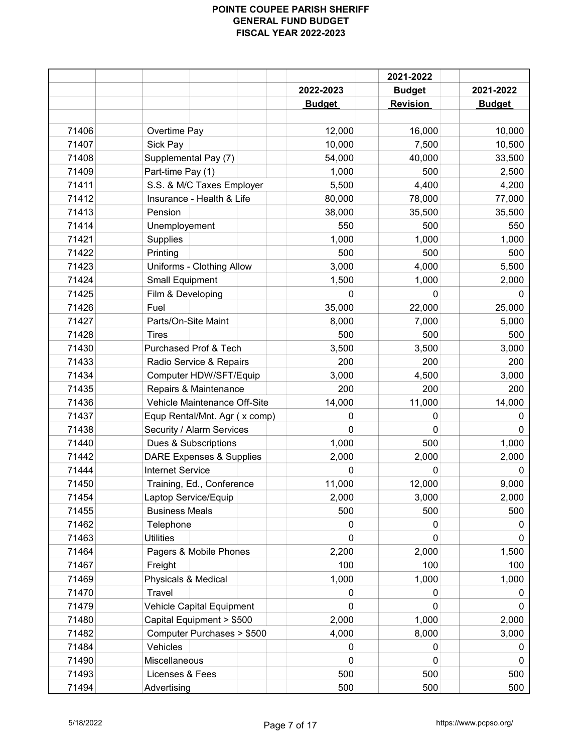# POINTE COUPEE PARISH SHERIFF
## GENERAL FUND BUDGET
## FISCAL YEAR 2022-2023

| | | 2022-2023 Budget | 2021-2022 Budget Revision | 2021-2022 Budget |
|---|---|---|---|---|
| 71406 | Overtime Pay | 12,000 | 16,000 | 10,000 |
| 71407 | Sick Pay | 10,000 | 7,500 | 10,500 |
| 71408 | Supplemental Pay (7) | 54,000 | 40,000 | 33,500 |
| 71409 | Part-time Pay (1) | 1,000 | 500 | 2,500 |
| 71411 | S.S. & M/C Taxes Employer | 5,500 | 4,400 | 4,200 |
| 71412 | Insurance - Health & Life | 80,000 | 78,000 | 77,000 |
| 71413 | Pension | 38,000 | 35,500 | 35,500 |
| 71414 | Unemployement | 550 | 500 | 550 |
| 71421 | Supplies | 1,000 | 1,000 | 1,000 |
| 71422 | Printing | 500 | 500 | 500 |
| 71423 | Uniforms - Clothing Allow | 3,000 | 4,000 | 5,500 |
| 71424 | Small Equipment | 1,500 | 1,000 | 2,000 |
| 71425 | Film & Developing | 0 | 0 | 0 |
| 71426 | Fuel | 35,000 | 22,000 | 25,000 |
| 71427 | Parts/On-Site Maint | 8,000 | 7,000 | 5,000 |
| 71428 | Tires | 500 | 500 | 500 |
| 71430 | Purchased Prof & Tech | 3,500 | 3,500 | 3,000 |
| 71433 | Radio Service & Repairs | 200 | 200 | 200 |
| 71434 | Computer HDW/SFT/Equip | 3,000 | 4,500 | 3,000 |
| 71435 | Repairs & Maintenance | 200 | 200 | 200 |
| 71436 | Vehicle Maintenance Off-Site | 14,000 | 11,000 | 14,000 |
| 71437 | Equp Rental/Mnt. Agr ( x comp) | 0 | 0 | 0 |
| 71438 | Security / Alarm Services | 0 | 0 | 0 |
| 71440 | Dues & Subscriptions | 1,000 | 500 | 1,000 |
| 71442 | DARE Expenses & Supplies | 2,000 | 2,000 | 2,000 |
| 71444 | Internet Service | 0 | 0 | 0 |
| 71450 | Training, Ed., Conference | 11,000 | 12,000 | 9,000 |
| 71454 | Laptop Service/Equip | 2,000 | 3,000 | 2,000 |
| 71455 | Business Meals | 500 | 500 | 500 |
| 71462 | Telephone | 0 | 0 | 0 |
| 71463 | Utilities | 0 | 0 | 0 |
| 71464 | Pagers & Mobile Phones | 2,200 | 2,000 | 1,500 |
| 71467 | Freight | 100 | 100 | 100 |
| 71469 | Physicals & Medical | 1,000 | 1,000 | 1,000 |
| 71470 | Travel | 0 | 0 | 0 |
| 71479 | Vehicle Capital Equipment | 0 | 0 | 0 |
| 71480 | Capital Equipment > $500 | 2,000 | 1,000 | 2,000 |
| 71482 | Computer Purchases > $500 | 4,000 | 8,000 | 3,000 |
| 71484 | Vehicles | 0 | 0 | 0 |
| 71490 | Miscellaneous | 0 | 0 | 0 |
| 71493 | Licenses & Fees | 500 | 500 | 500 |
| 71494 | Advertising | 500 | 500 | 500 |

5/18/2022 https://www.pcpso.org/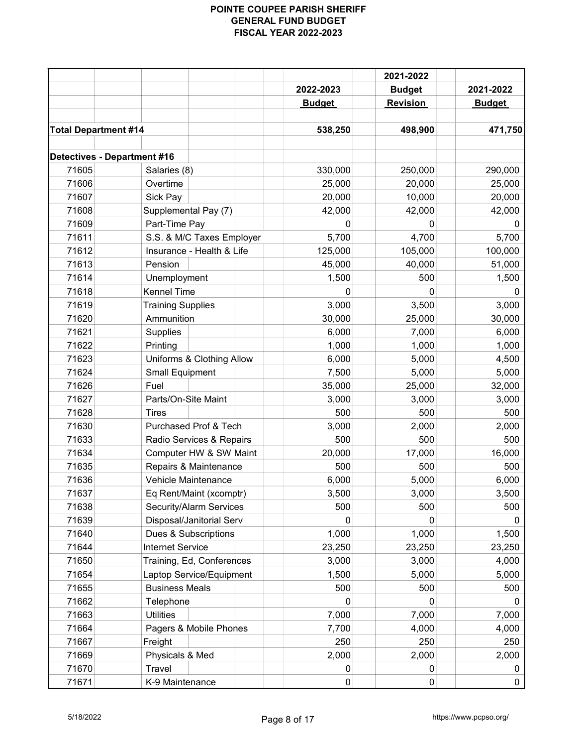# POINTE COUPEE PARISH SHERIFF
## GENERAL FUND BUDGET
## FISCAL YEAR 2022-2023

| | | 2022-2023 Budget | 2021-2022 Budget Revision | 2021-2022 Budget |
|---|---|---|---|---|
| **Total Department #14** | | **538,250** | **498,900** | **471,750** |
| **Detectives - Department #16** | | | | |
| 71605 | Salaries (8) | 330,000 | 250,000 | 290,000 |
| 71606 | Overtime | 25,000 | 20,000 | 25,000 |
| 71607 | Sick Pay | 20,000 | 10,000 | 20,000 |
| 71608 | Supplemental Pay (7) | 42,000 | 42,000 | 42,000 |
| 71609 | Part-Time Pay | 0 | 0 | 0 |
| 71611 | S.S. & M/C Taxes Employer | 5,700 | 4,700 | 5,700 |
| 71612 | Insurance - Health & Life | 125,000 | 105,000 | 100,000 |
| 71613 | Pension | 45,000 | 40,000 | 51,000 |
| 71614 | Unemployment | 1,500 | 500 | 1,500 |
| 71618 | Kennel Time | 0 | 0 | 0 |
| 71619 | Training Supplies | 3,000 | 3,500 | 3,000 |
| 71620 | Ammunition | 30,000 | 25,000 | 30,000 |
| 71621 | Supplies | 6,000 | 7,000 | 6,000 |
| 71622 | Printing | 1,000 | 1,000 | 1,000 |
| 71623 | Uniforms & Clothing Allow | 6,000 | 5,000 | 4,500 |
| 71624 | Small Equipment | 7,500 | 5,000 | 5,000 |
| 71626 | Fuel | 35,000 | 25,000 | 32,000 |
| 71627 | Parts/On-Site Maint | 3,000 | 3,000 | 3,000 |
| 71628 | Tires | 500 | 500 | 500 |
| 71630 | Purchased Prof & Tech | 3,000 | 2,000 | 2,000 |
| 71633 | Radio Services & Repairs | 500 | 500 | 500 |
| 71634 | Computer HW & SW Maint | 20,000 | 17,000 | 16,000 |
| 71635 | Repairs & Maintenance | 500 | 500 | 500 |
| 71636 | Vehicle Maintenance | 6,000 | 5,000 | 6,000 |
| 71637 | Eq Rent/Maint (xcomptr) | 3,500 | 3,000 | 3,500 |
| 71638 | Security/Alarm Services | 500 | 500 | 500 |
| 71639 | Disposal/Janitorial Serv | 0 | 0 | 0 |
| 71640 | Dues & Subscriptions | 1,000 | 1,000 | 1,500 |
| 71644 | Internet Service | 23,250 | 23,250 | 23,250 |
| 71650 | Training, Ed, Conferences | 3,000 | 3,000 | 4,000 |
| 71654 | Laptop Service/Equipment | 1,500 | 5,000 | 5,000 |
| 71655 | Business Meals | 500 | 500 | 500 |
| 71662 | Telephone | 0 | 0 | 0 |
| 71663 | Utilities | 7,000 | 7,000 | 7,000 |
| 71664 | Pagers & Mobile Phones | 7,700 | 4,000 | 4,000 |
| 71667 | Freight | 250 | 250 | 250 |
| 71669 | Physicals & Med | 2,000 | 2,000 | 2,000 |
| 71670 | Travel | 0 | 0 | 0 |
| 71671 | K-9 Maintenance | 0 | 0 | 0 |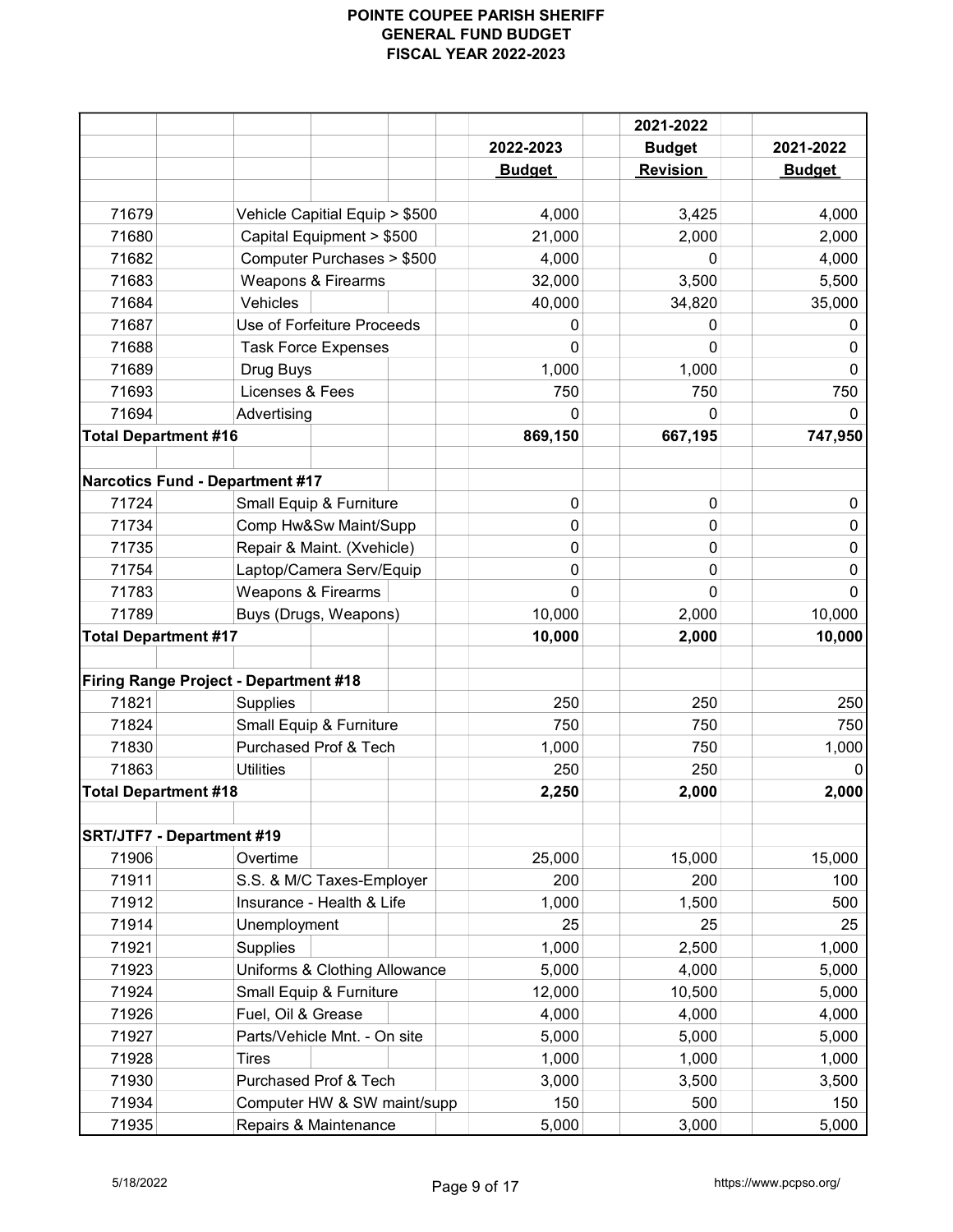**POINTE COUPEE PARISH SHERIFF**
**GENERAL FUND BUDGET**
**FISCAL YEAR 2022-2023**

| | | 2022-2023 Budget | 2021-2022 Budget Revision | 2021-2022 Budget |
|---|---|---|---|---|
| 71679 | Vehicle Capitial Equip > $500 | 4,000 | 3,425 | 4,000 |
| 71680 | Capital Equipment > $500 | 21,000 | 2,000 | 2,000 |
| 71682 | Computer Purchases > $500 | 4,000 | 0 | 4,000 |
| 71683 | Weapons & Firearms | 32,000 | 3,500 | 5,500 |
| 71684 | Vehicles | 40,000 | 34,820 | 35,000 |
| 71687 | Use of Forfeiture Proceeds | 0 | 0 | 0 |
| 71688 | Task Force Expenses | 0 | 0 | 0 |
| 71689 | Drug Buys | 1,000 | 1,000 | 0 |
| 71693 | Licenses & Fees | 750 | 750 | 750 |
| 71694 | Advertising | 0 | 0 | 0 |
| **Total Department #16** | | **869,150** | **667,195** | **747,950** |
| **Narcotics Fund - Department #17** | | | | |
| 71724 | Small Equip & Furniture | 0 | 0 | 0 |
| 71734 | Comp Hw&Sw Maint/Supp | 0 | 0 | 0 |
| 71735 | Repair & Maint. (Xvehicle) | 0 | 0 | 0 |
| 71754 | Laptop/Camera Serv/Equip | 0 | 0 | 0 |
| 71783 | Weapons & Firearms | 0 | 0 | 0 |
| 71789 | Buys (Drugs, Weapons) | 10,000 | 2,000 | 10,000 |
| **Total Department #17** | | **10,000** | **2,000** | **10,000** |
| **Firing Range Project - Department #18** | | | | |
| 71821 | Supplies | 250 | 250 | 250 |
| 71824 | Small Equip & Furniture | 750 | 750 | 750 |
| 71830 | Purchased Prof & Tech | 1,000 | 750 | 1,000 |
| 71863 | Utilities | 250 | 250 | 0 |
| **Total Department #18** | | **2,250** | **2,000** | **2,000** |
| **SRT/JTF7 - Department #19** | | | | |
| 71906 | Overtime | 25,000 | 15,000 | 15,000 |
| 71911 | S.S. & M/C Taxes-Employer | 200 | 200 | 100 |
| 71912 | Insurance - Health & Life | 1,000 | 1,500 | 500 |
| 71914 | Unemployment | 25 | 25 | 25 |
| 71921 | Supplies | 1,000 | 2,500 | 1,000 |
| 71923 | Uniforms & Clothing Allowance | 5,000 | 4,000 | 5,000 |
| 71924 | Small Equip & Furniture | 12,000 | 10,500 | 5,000 |
| 71926 | Fuel, Oil & Grease | 4,000 | 4,000 | 4,000 |
| 71927 | Parts/Vehicle Mnt. - On site | 5,000 | 5,000 | 5,000 |
| 71928 | Tires | 1,000 | 1,000 | 1,000 |
| 71930 | Purchased Prof & Tech | 3,000 | 3,500 | 3,500 |
| 71934 | Computer HW & SW maint/supp | 150 | 500 | 150 |
| 71935 | Repairs & Maintenance | 5,000 | 3,000 | 5,000 |

5/18/2022 https://www.pcpso.org/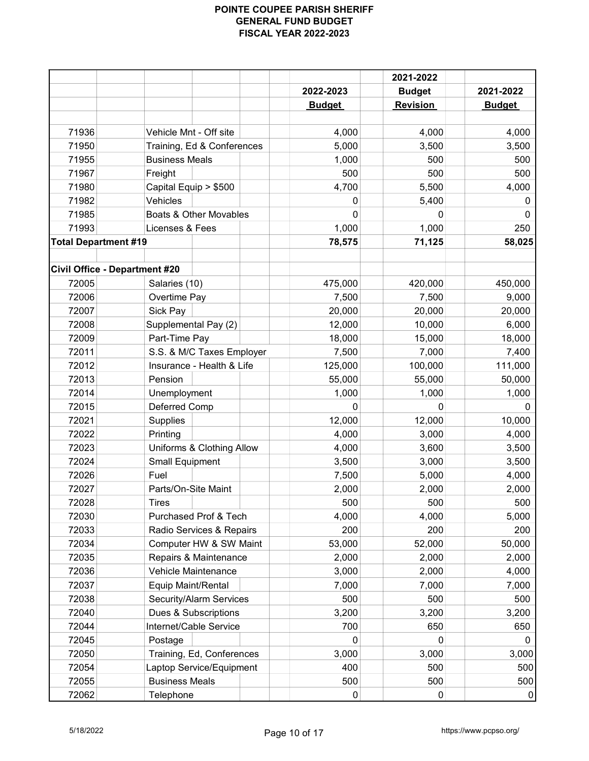# POINTE COUPEE PARISH SHERIFF
## GENERAL FUND BUDGET
## FISCAL YEAR 2022-2023

| | | 2022-2023 Budget | 2021-2022 Budget Revision | 2021-2022 Budget |
|---|---|---|---|---|
| 71936 | Vehicle Mnt - Off site | 4,000 | 4,000 | 4,000 |
| 71950 | Training, Ed & Conferences | 5,000 | 3,500 | 3,500 |
| 71955 | Business Meals | 1,000 | 500 | 500 |
| 71967 | Freight | 500 | 500 | 500 |
| 71980 | Capital Equip > $500 | 4,700 | 5,500 | 4,000 |
| 71982 | Vehicles | 0 | 5,400 | 0 |
| 71985 | Boats & Other Movables | 0 | 0 | 0 |
| 71993 | Licenses & Fees | 1,000 | 1,000 | 250 |
| **Total Department #19** | | **78,575** | **71,125** | **58,025** |
| | | | | |
| **Civil Office - Department #20** | | | | |
| 72005 | Salaries (10) | 475,000 | 420,000 | 450,000 |
| 72006 | Overtime Pay | 7,500 | 7,500 | 9,000 |
| 72007 | Sick Pay | 20,000 | 20,000 | 20,000 |
| 72008 | Supplemental Pay (2) | 12,000 | 10,000 | 6,000 |
| 72009 | Part-Time Pay | 18,000 | 15,000 | 18,000 |
| 72011 | S.S. & M/C Taxes Employer | 7,500 | 7,000 | 7,400 |
| 72012 | Insurance - Health & Life | 125,000 | 100,000 | 111,000 |
| 72013 | Pension | 55,000 | 55,000 | 50,000 |
| 72014 | Unemployment | 1,000 | 1,000 | 1,000 |
| 72015 | Deferred Comp | 0 | 0 | 0 |
| 72021 | Supplies | 12,000 | 12,000 | 10,000 |
| 72022 | Printing | 4,000 | 3,000 | 4,000 |
| 72023 | Uniforms & Clothing Allow | 4,000 | 3,600 | 3,500 |
| 72024 | Small Equipment | 3,500 | 3,000 | 3,500 |
| 72026 | Fuel | 7,500 | 5,000 | 4,000 |
| 72027 | Parts/On-Site Maint | 2,000 | 2,000 | 2,000 |
| 72028 | Tires | 500 | 500 | 500 |
| 72030 | Purchased Prof & Tech | 4,000 | 4,000 | 5,000 |
| 72033 | Radio Services & Repairs | 200 | 200 | 200 |
| 72034 | Computer HW & SW Maint | 53,000 | 52,000 | 50,000 |
| 72035 | Repairs & Maintenance | 2,000 | 2,000 | 2,000 |
| 72036 | Vehicle Maintenance | 3,000 | 2,000 | 4,000 |
| 72037 | Equip Maint/Rental | 7,000 | 7,000 | 7,000 |
| 72038 | Security/Alarm Services | 500 | 500 | 500 |
| 72040 | Dues & Subscriptions | 3,200 | 3,200 | 3,200 |
| 72044 | Internet/Cable Service | 700 | 650 | 650 |
| 72045 | Postage | 0 | 0 | 0 |
| 72050 | Training, Ed, Conferences | 3,000 | 3,000 | 3,000 |
| 72054 | Laptop Service/Equipment | 400 | 500 | 500 |
| 72055 | Business Meals | 500 | 500 | 500 |
| 72062 | Telephone | 0 | 0 | 0 |

5/18/2022 https://www.pcpso.org/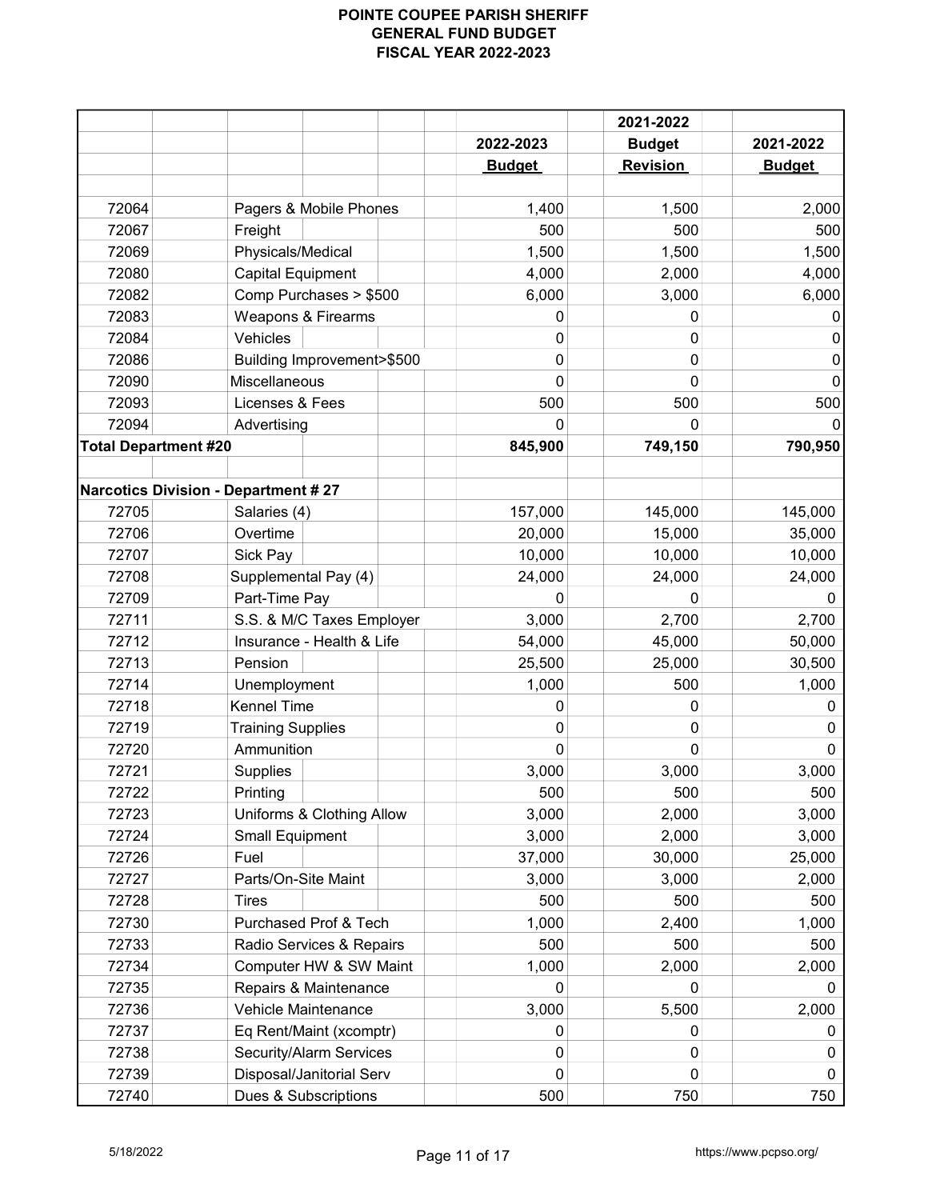# POINTE COUPEE PARISH SHERIFF
## GENERAL FUND BUDGET
### FISCAL YEAR 2022-2023

| | | 2022-2023 Budget | 2021-2022 Budget Revision | 2021-2022 Budget |
|---|---|---|---|---|
| 72064 | Pagers & Mobile Phones | 1,400 | 1,500 | 2,000 |
| 72067 | Freight | 500 | 500 | 500 |
| 72069 | Physicals/Medical | 1,500 | 1,500 | 1,500 |
| 72080 | Capital Equipment | 4,000 | 2,000 | 4,000 |
| 72082 | Comp Purchases > $500 | 6,000 | 3,000 | 6,000 |
| 72083 | Weapons & Firearms | 0 | 0 | 0 |
| 72084 | Vehicles | 0 | 0 | 0 |
| 72086 | Building Improvement>$500 | 0 | 0 | 0 |
| 72090 | Miscellaneous | 0 | 0 | 0 |
| 72093 | Licenses & Fees | 500 | 500 | 500 |
| 72094 | Advertising | 0 | 0 | 0 |
| **Total Department #20** | | **845,900** | **749,150** | **790,950** |
| | | | | |
| **Narcotics Division - Department # 27** | | | | |
| 72705 | Salaries (4) | 157,000 | 145,000 | 145,000 |
| 72706 | Overtime | 20,000 | 15,000 | 35,000 |
| 72707 | Sick Pay | 10,000 | 10,000 | 10,000 |
| 72708 | Supplemental Pay (4) | 24,000 | 24,000 | 24,000 |
| 72709 | Part-Time Pay | 0 | 0 | 0 |
| 72711 | S.S. & M/C Taxes Employer | 3,000 | 2,700 | 2,700 |
| 72712 | Insurance - Health & Life | 54,000 | 45,000 | 50,000 |
| 72713 | Pension | 25,500 | 25,000 | 30,500 |
| 72714 | Unemployment | 1,000 | 500 | 1,000 |
| 72718 | Kennel Time | 0 | 0 | 0 |
| 72719 | Training Supplies | 0 | 0 | 0 |
| 72720 | Ammunition | 0 | 0 | 0 |
| 72721 | Supplies | 3,000 | 3,000 | 3,000 |
| 72722 | Printing | 500 | 500 | 500 |
| 72723 | Uniforms & Clothing Allow | 3,000 | 2,000 | 3,000 |
| 72724 | Small Equipment | 3,000 | 2,000 | 3,000 |
| 72726 | Fuel | 37,000 | 30,000 | 25,000 |
| 72727 | Parts/On-Site Maint | 3,000 | 3,000 | 2,000 |
| 72728 | Tires | 500 | 500 | 500 |
| 72730 | Purchased Prof & Tech | 1,000 | 2,400 | 1,000 |
| 72733 | Radio Services & Repairs | 500 | 500 | 500 |
| 72734 | Computer HW & SW Maint | 1,000 | 2,000 | 2,000 |
| 72735 | Repairs & Maintenance | 0 | 0 | 0 |
| 72736 | Vehicle Maintenance | 3,000 | 5,500 | 2,000 |
| 72737 | Eq Rent/Maint (xcomptr) | 0 | 0 | 0 |
| 72738 | Security/Alarm Services | 0 | 0 | 0 |
| 72739 | Disposal/Janitorial Serv | 0 | 0 | 0 |
| 72740 | Dues & Subscriptions | 500 | 750 | 750 |

5/18/2022 https://www.pcpso.org/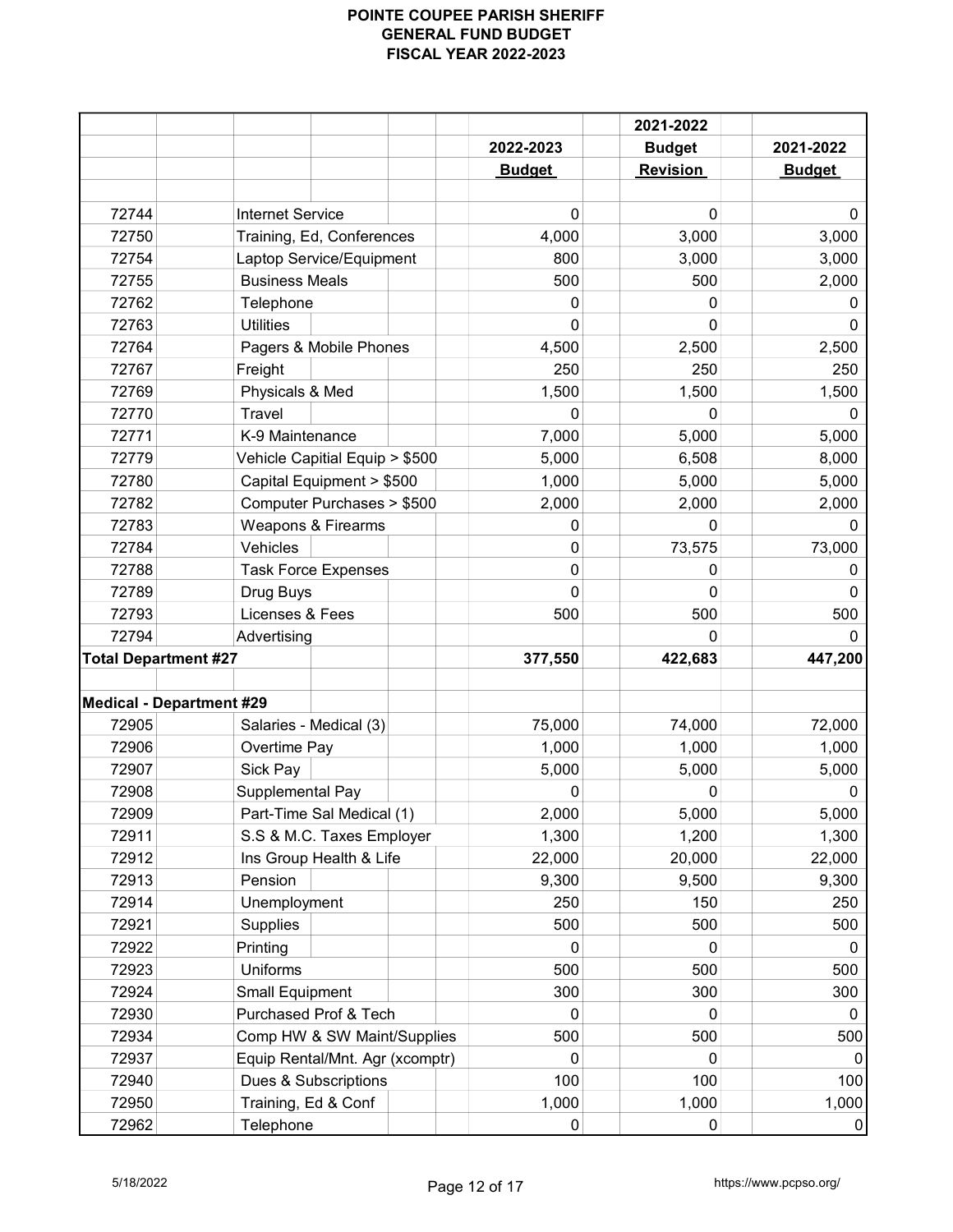# POINTE COUPEE PARISH SHERIFF
## GENERAL FUND BUDGET
## FISCAL YEAR 2022-2023

| | | 2022-2023 Budget | 2021-2022 Budget Revision | 2021-2022 Budget |
|---|---|---|---|---|
| 72744 | Internet Service | 0 | 0 | 0 |
| 72750 | Training, Ed, Conferences | 4,000 | 3,000 | 3,000 |
| 72754 | Laptop Service/Equipment | 800 | 3,000 | 3,000 |
| 72755 | Business Meals | 500 | 500 | 2,000 |
| 72762 | Telephone | 0 | 0 | 0 |
| 72763 | Utilities | 0 | 0 | 0 |
| 72764 | Pagers & Mobile Phones | 4,500 | 2,500 | 2,500 |
| 72767 | Freight | 250 | 250 | 250 |
| 72769 | Physicals & Med | 1,500 | 1,500 | 1,500 |
| 72770 | Travel | 0 | 0 | 0 |
| 72771 | K-9 Maintenance | 7,000 | 5,000 | 5,000 |
| 72779 | Vehicle Capitial Equip > $500 | 5,000 | 6,508 | 8,000 |
| 72780 | Capital Equipment > $500 | 1,000 | 5,000 | 5,000 |
| 72782 | Computer Purchases > $500 | 2,000 | 2,000 | 2,000 |
| 72783 | Weapons & Firearms | 0 | 0 | 0 |
| 72784 | Vehicles | 0 | 73,575 | 73,000 |
| 72788 | Task Force Expenses | 0 | 0 | 0 |
| 72789 | Drug Buys | 0 | 0 | 0 |
| 72793 | Licenses & Fees | 500 | 500 | 500 |
| 72794 | Advertising | | 0 | 0 |
| **Total Department #27** | | **377,550** | **422,683** | **447,200** |
| | | | | |
| **Medical - Department #29** | | | | |
| 72905 | Salaries - Medical (3) | 75,000 | 74,000 | 72,000 |
| 72906 | Overtime Pay | 1,000 | 1,000 | 1,000 |
| 72907 | Sick Pay | 5,000 | 5,000 | 5,000 |
| 72908 | Supplemental Pay | 0 | 0 | 0 |
| 72909 | Part-Time Sal Medical (1) | 2,000 | 5,000 | 5,000 |
| 72911 | S.S & M.C. Taxes Employer | 1,300 | 1,200 | 1,300 |
| 72912 | Ins Group Health & Life | 22,000 | 20,000 | 22,000 |
| 72913 | Pension | 9,300 | 9,500 | 9,300 |
| 72914 | Unemployment | 250 | 150 | 250 |
| 72921 | Supplies | 500 | 500 | 500 |
| 72922 | Printing | 0 | 0 | 0 |
| 72923 | Uniforms | 500 | 500 | 500 |
| 72924 | Small Equipment | 300 | 300 | 300 |
| 72930 | Purchased Prof & Tech | 0 | 0 | 0 |
| 72934 | Comp HW & SW Maint/Supplies | 500 | 500 | 500 |
| 72937 | Equip Rental/Mnt. Agr (xcomptr) | 0 | 0 | 0 |
| 72940 | Dues & Subscriptions | 100 | 100 | 100 |
| 72950 | Training, Ed & Conf | 1,000 | 1,000 | 1,000 |
| 72962 | Telephone | 0 | 0 | 0 |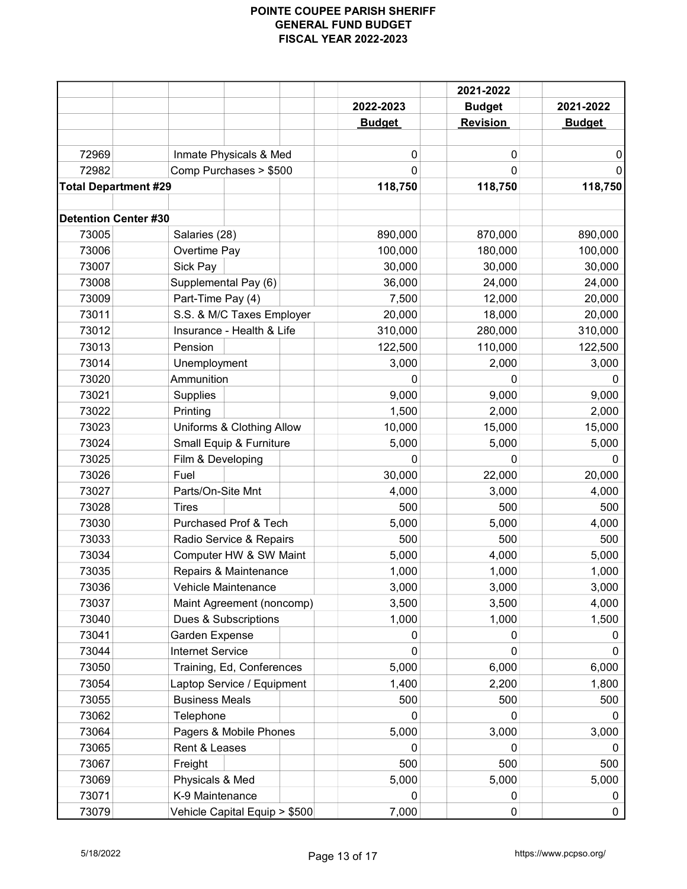**POINTE COUPEE PARISH SHERIFF**
**GENERAL FUND BUDGET**
**FISCAL YEAR 2022-2023**

| | | 2022-2023 Budget | 2021-2022 Budget Revision | 2021-2022 Budget |
|---|---|---|---|---|
| 72969 | Inmate Physicals & Med | 0 | 0 | 0 |
| 72982 | Comp Purchases > $500 | 0 | 0 | 0 |
| **Total Department #29** | | **118,750** | **118,750** | **118,750** |
| **Detention Center #30** | | | | |
| 73005 | Salaries (28) | 890,000 | 870,000 | 890,000 |
| 73006 | Overtime Pay | 100,000 | 180,000 | 100,000 |
| 73007 | Sick Pay | 30,000 | 30,000 | 30,000 |
| 73008 | Supplemental Pay (6) | 36,000 | 24,000 | 24,000 |
| 73009 | Part-Time Pay (4) | 7,500 | 12,000 | 20,000 |
| 73011 | S.S. & M/C Taxes Employer | 20,000 | 18,000 | 20,000 |
| 73012 | Insurance - Health & Life | 310,000 | 280,000 | 310,000 |
| 73013 | Pension | 122,500 | 110,000 | 122,500 |
| 73014 | Unemployment | 3,000 | 2,000 | 3,000 |
| 73020 | Ammunition | 0 | 0 | 0 |
| 73021 | Supplies | 9,000 | 9,000 | 9,000 |
| 73022 | Printing | 1,500 | 2,000 | 2,000 |
| 73023 | Uniforms & Clothing Allow | 10,000 | 15,000 | 15,000 |
| 73024 | Small Equip & Furniture | 5,000 | 5,000 | 5,000 |
| 73025 | Film & Developing | 0 | 0 | 0 |
| 73026 | Fuel | 30,000 | 22,000 | 20,000 |
| 73027 | Parts/On-Site Mnt | 4,000 | 3,000 | 4,000 |
| 73028 | Tires | 500 | 500 | 500 |
| 73030 | Purchased Prof & Tech | 5,000 | 5,000 | 4,000 |
| 73033 | Radio Service & Repairs | 500 | 500 | 500 |
| 73034 | Computer HW & SW Maint | 5,000 | 4,000 | 5,000 |
| 73035 | Repairs & Maintenance | 1,000 | 1,000 | 1,000 |
| 73036 | Vehicle Maintenance | 3,000 | 3,000 | 3,000 |
| 73037 | Maint Agreement (noncomp) | 3,500 | 3,500 | 4,000 |
| 73040 | Dues & Subscriptions | 1,000 | 1,000 | 1,500 |
| 73041 | Garden Expense | 0 | 0 | 0 |
| 73044 | Internet Service | 0 | 0 | 0 |
| 73050 | Training, Ed, Conferences | 5,000 | 6,000 | 6,000 |
| 73054 | Laptop Service / Equipment | 1,400 | 2,200 | 1,800 |
| 73055 | Business Meals | 500 | 500 | 500 |
| 73062 | Telephone | 0 | 0 | 0 |
| 73064 | Pagers & Mobile Phones | 5,000 | 3,000 | 3,000 |
| 73065 | Rent & Leases | 0 | 0 | 0 |
| 73067 | Freight | 500 | 500 | 500 |
| 73069 | Physicals & Med | 5,000 | 5,000 | 5,000 |
| 73071 | K-9 Maintenance | 0 | 0 | 0 |
| 73079 | Vehicle Capital Equip > $500 | 7,000 | 0 | 0 |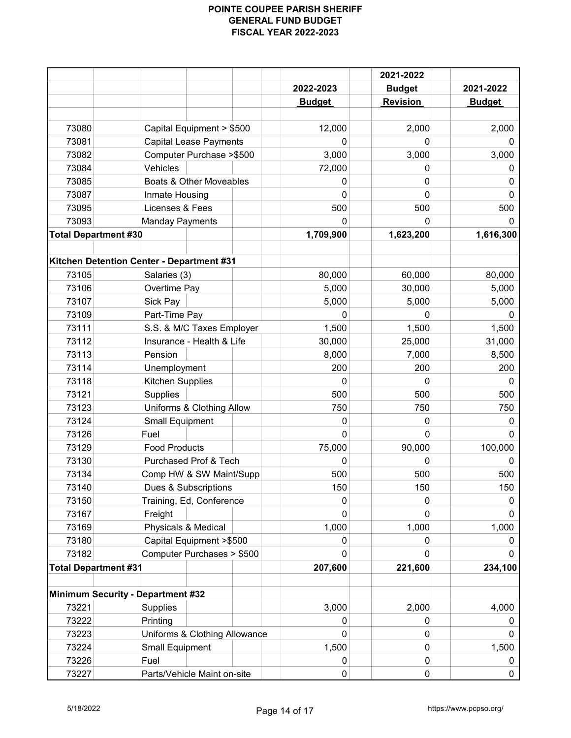# POINTE COUPEE PARISH SHERIFF
## GENERAL FUND BUDGET
## FISCAL YEAR 2022-2023

| | | 2022-2023 Budget | 2021-2022 Budget Revision | 2021-2022 Budget |
|---|---|---|---|---|
| 73080 | Capital Equipment > $500 | 12,000 | 2,000 | 2,000 |
| 73081 | Capital Lease Payments | 0 | 0 | 0 |
| 73082 | Computer Purchase >$500 | 3,000 | 3,000 | 3,000 |
| 73084 | Vehicles | 72,000 | 0 | 0 |
| 73085 | Boats & Other Moveables | 0 | 0 | 0 |
| 73087 | Inmate Housing | 0 | 0 | 0 |
| 73095 | Licenses & Fees | 500 | 500 | 500 |
| 73093 | Manday Payments | 0 | 0 | 0 |
| **Total Department #30** | | **1,709,900** | **1,623,200** | **1,616,300** |
| | | | | |
| **Kitchen Detention Center - Department #31** | | | | |
| 73105 | Salaries (3) | 80,000 | 60,000 | 80,000 |
| 73106 | Overtime Pay | 5,000 | 30,000 | 5,000 |
| 73107 | Sick Pay | 5,000 | 5,000 | 5,000 |
| 73109 | Part-Time Pay | 0 | 0 | 0 |
| 73111 | S.S. & M/C Taxes Employer | 1,500 | 1,500 | 1,500 |
| 73112 | Insurance - Health & Life | 30,000 | 25,000 | 31,000 |
| 73113 | Pension | 8,000 | 7,000 | 8,500 |
| 73114 | Unemployment | 200 | 200 | 200 |
| 73118 | Kitchen Supplies | 0 | 0 | 0 |
| 73121 | Supplies | 500 | 500 | 500 |
| 73123 | Uniforms & Clothing Allow | 750 | 750 | 750 |
| 73124 | Small Equipment | 0 | 0 | 0 |
| 73126 | Fuel | 0 | 0 | 0 |
| 73129 | Food Products | 75,000 | 90,000 | 100,000 |
| 73130 | Purchased Prof & Tech | 0 | 0 | 0 |
| 73134 | Comp HW & SW Maint/Supp | 500 | 500 | 500 |
| 73140 | Dues & Subscriptions | 150 | 150 | 150 |
| 73150 | Training, Ed, Conference | 0 | 0 | 0 |
| 73167 | Freight | 0 | 0 | 0 |
| 73169 | Physicals & Medical | 1,000 | 1,000 | 1,000 |
| 73180 | Capital Equipment >$500 | 0 | 0 | 0 |
| 73182 | Computer Purchases > $500 | 0 | 0 | 0 |
| **Total Department #31** | | **207,600** | **221,600** | **234,100** |
| | | | | |
| **Minimum Security - Department #32** | | | | |
| 73221 | Supplies | 3,000 | 2,000 | 4,000 |
| 73222 | Printing | 0 | 0 | 0 |
| 73223 | Uniforms & Clothing Allowance | 0 | 0 | 0 |
| 73224 | Small Equipment | 1,500 | 0 | 1,500 |
| 73226 | Fuel | 0 | 0 | 0 |
| 73227 | Parts/Vehicle Maint on-site | 0 | 0 | 0 |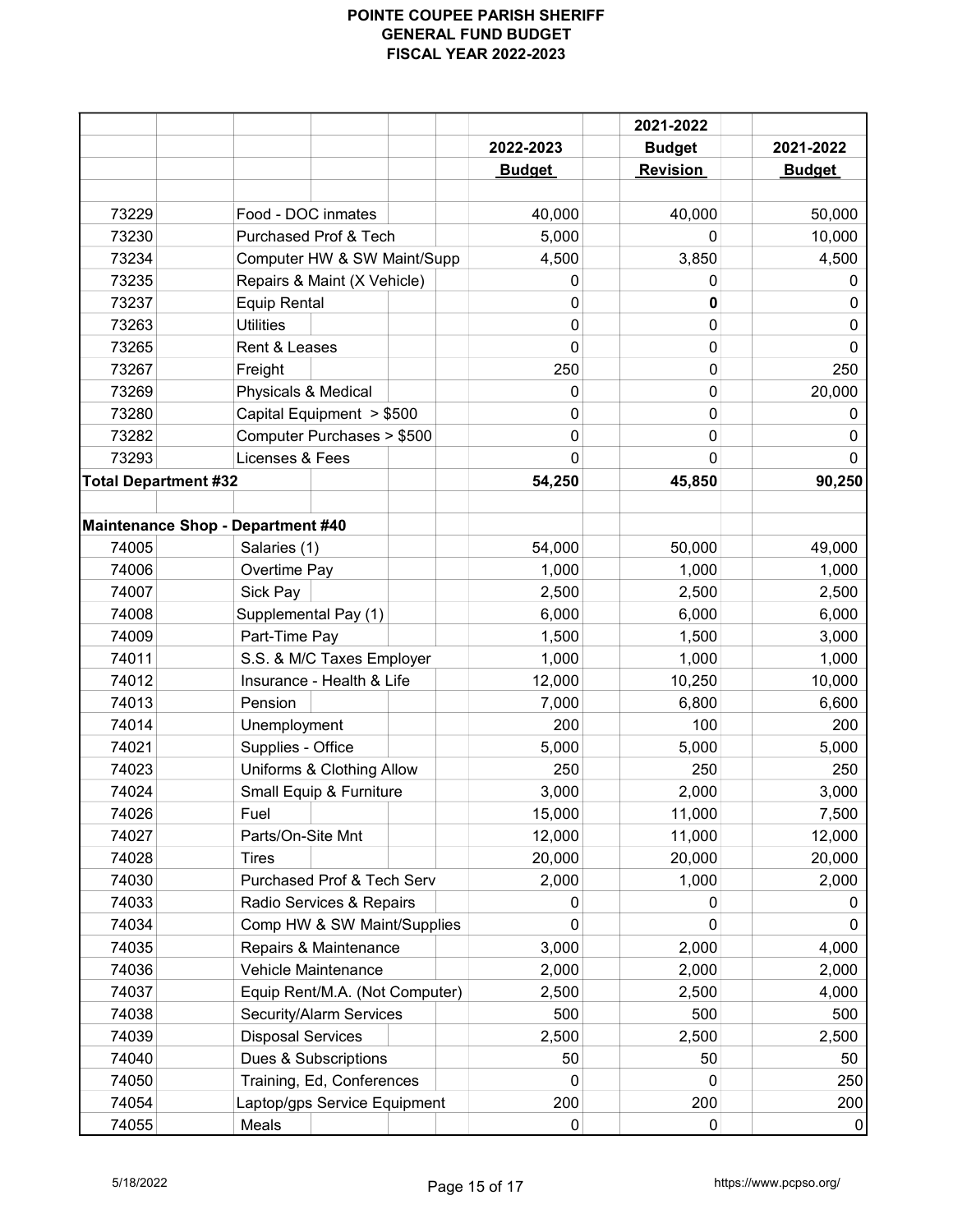**POINTE COUPEE PARISH SHERIFF**
**GENERAL FUND BUDGET**
**FISCAL YEAR 2022-2023**

| | | 2022-2023 Budget | 2021-2022 Budget Revision | 2021-2022 Budget |
|---|---|---|---|---|
| 73229 | Food - DOC inmates | 40,000 | 40,000 | 50,000 |
| 73230 | Purchased Prof & Tech | 5,000 | 0 | 10,000 |
| 73234 | Computer HW & SW Maint/Supp | 4,500 | 3,850 | 4,500 |
| 73235 | Repairs & Maint (X Vehicle) | 0 | 0 | 0 |
| 73237 | Equip Rental | 0 | **0** | 0 |
| 73263 | Utilities | 0 | 0 | 0 |
| 73265 | Rent & Leases | 0 | 0 | 0 |
| 73267 | Freight | 250 | 0 | 250 |
| 73269 | Physicals & Medical | 0 | 0 | 20,000 |
| 73280 | Capital Equipment > $500 | 0 | 0 | 0 |
| 73282 | Computer Purchases > $500 | 0 | 0 | 0 |
| 73293 | Licenses & Fees | 0 | 0 | 0 |
| **Total Department #32** | | **54,250** | **45,850** | **90,250** |
| | | | | |
| **Maintenance Shop - Department #40** | | | | |
| 74005 | Salaries (1) | 54,000 | 50,000 | 49,000 |
| 74006 | Overtime Pay | 1,000 | 1,000 | 1,000 |
| 74007 | Sick Pay | 2,500 | 2,500 | 2,500 |
| 74008 | Supplemental Pay (1) | 6,000 | 6,000 | 6,000 |
| 74009 | Part-Time Pay | 1,500 | 1,500 | 3,000 |
| 74011 | S.S. & M/C Taxes Employer | 1,000 | 1,000 | 1,000 |
| 74012 | Insurance - Health & Life | 12,000 | 10,250 | 10,000 |
| 74013 | Pension | 7,000 | 6,800 | 6,600 |
| 74014 | Unemployment | 200 | 100 | 200 |
| 74021 | Supplies - Office | 5,000 | 5,000 | 5,000 |
| 74023 | Uniforms & Clothing Allow | 250 | 250 | 250 |
| 74024 | Small Equip & Furniture | 3,000 | 2,000 | 3,000 |
| 74026 | Fuel | 15,000 | 11,000 | 7,500 |
| 74027 | Parts/On-Site Mnt | 12,000 | 11,000 | 12,000 |
| 74028 | Tires | 20,000 | 20,000 | 20,000 |
| 74030 | Purchased Prof & Tech Serv | 2,000 | 1,000 | 2,000 |
| 74033 | Radio Services & Repairs | 0 | 0 | 0 |
| 74034 | Comp HW & SW Maint/Supplies | 0 | 0 | 0 |
| 74035 | Repairs & Maintenance | 3,000 | 2,000 | 4,000 |
| 74036 | Vehicle Maintenance | 2,000 | 2,000 | 2,000 |
| 74037 | Equip Rent/M.A. (Not Computer) | 2,500 | 2,500 | 4,000 |
| 74038 | Security/Alarm Services | 500 | 500 | 500 |
| 74039 | Disposal Services | 2,500 | 2,500 | 2,500 |
| 74040 | Dues & Subscriptions | 50 | 50 | 50 |
| 74050 | Training, Ed, Conferences | 0 | 0 | 250 |
| 74054 | Laptop/gps Service Equipment | 200 | 200 | 200 |
| 74055 | Meals | 0 | 0 | 0 |

5/18/2022

https://www.pcpso.org/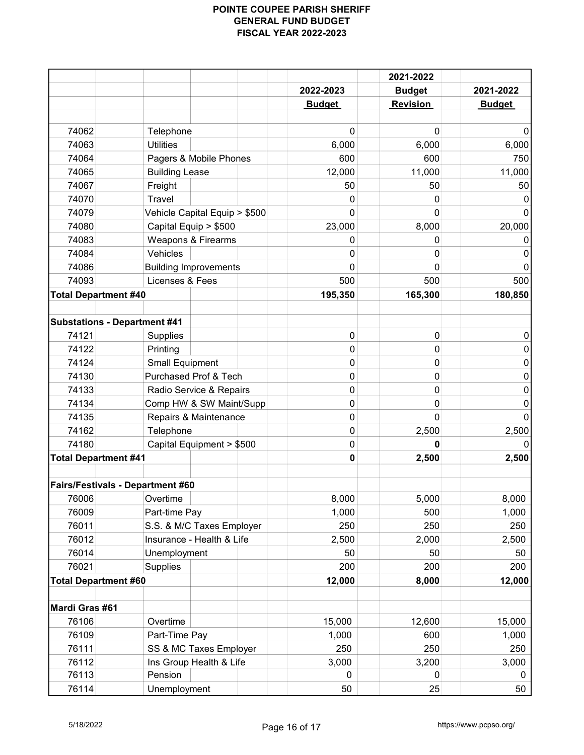**POINTE COUPEE PARISH SHERIFF**
**GENERAL FUND BUDGET**
**FISCAL YEAR 2022-2023**

| | | 2022-2023 Budget | 2021-2022 Budget Revision | 2021-2022 Budget |
|---|---|---|---|---|
| 74062 | Telephone | 0 | 0 | 0 |
| 74063 | Utilities | 6,000 | 6,000 | 6,000 |
| 74064 | Pagers & Mobile Phones | 600 | 600 | 750 |
| 74065 | Building Lease | 12,000 | 11,000 | 11,000 |
| 74067 | Freight | 50 | 50 | 50 |
| 74070 | Travel | 0 | 0 | 0 |
| 74079 | Vehicle Capital Equip > $500 | 0 | 0 | 0 |
| 74080 | Capital Equip > $500 | 23,000 | 8,000 | 20,000 |
| 74083 | Weapons & Firearms | 0 | 0 | 0 |
| 74084 | Vehicles | 0 | 0 | 0 |
| 74086 | Building Improvements | 0 | 0 | 0 |
| 74093 | Licenses & Fees | 500 | 500 | 500 |
| **Total Department #40** | | **195,350** | **165,300** | **180,850** |
| | | | | |
| **Substations - Department #41** | | | | |
| 74121 | Supplies | 0 | 0 | 0 |
| 74122 | Printing | 0 | 0 | 0 |
| 74124 | Small Equipment | 0 | 0 | 0 |
| 74130 | Purchased Prof & Tech | 0 | 0 | 0 |
| 74133 | Radio Service & Repairs | 0 | 0 | 0 |
| 74134 | Comp HW & SW Maint/Supp | 0 | 0 | 0 |
| 74135 | Repairs & Maintenance | 0 | 0 | 0 |
| 74162 | Telephone | 0 | 2,500 | 2,500 |
| 74180 | Capital Equipment > $500 | 0 | **0** | 0 |
| **Total Department #41** | | **0** | **2,500** | **2,500** |
| | | | | |
| **Fairs/Festivals - Department #60** | | | | |
| 76006 | Overtime | 8,000 | 5,000 | 8,000 |
| 76009 | Part-time Pay | 1,000 | 500 | 1,000 |
| 76011 | S.S. & M/C Taxes Employer | 250 | 250 | 250 |
| 76012 | Insurance - Health & Life | 2,500 | 2,000 | 2,500 |
| 76014 | Unemployment | 50 | 50 | 50 |
| 76021 | Supplies | 200 | 200 | 200 |
| **Total Department #60** | | **12,000** | **8,000** | **12,000** |
| | | | | |
| **Mardi Gras #61** | | | | |
| 76106 | Overtime | 15,000 | 12,600 | 15,000 |
| 76109 | Part-Time Pay | 1,000 | 600 | 1,000 |
| 76111 | SS & MC Taxes Employer | 250 | 250 | 250 |
| 76112 | Ins Group Health & Life | 3,000 | 3,200 | 3,000 |
| 76113 | Pension | 0 | 0 | 0 |
| 76114 | Unemployment | 50 | 25 | 50 |

5/18/2022 https://www.pcpso.org/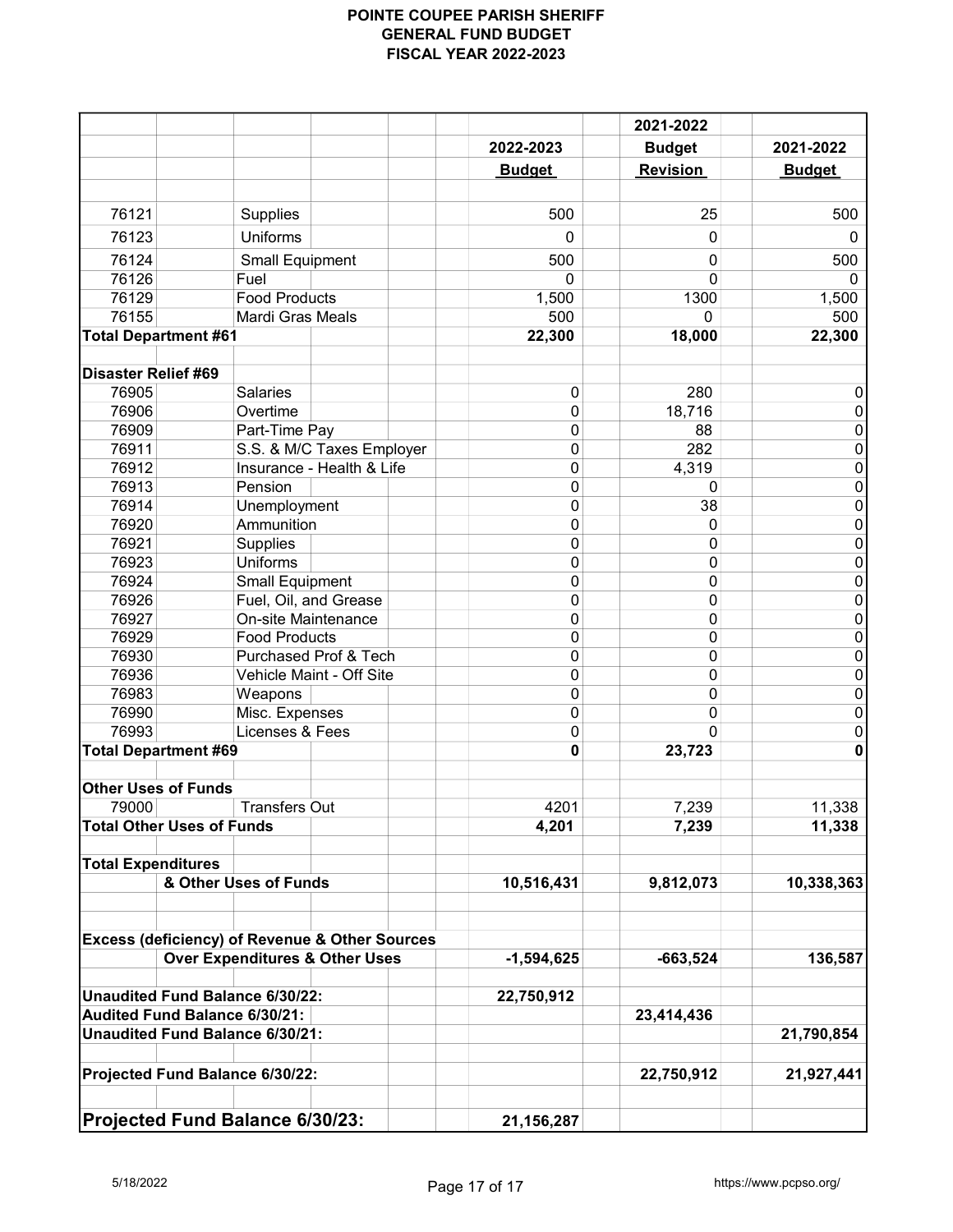# POINTE COUPEE PARISH SHERIFF
## GENERAL FUND BUDGET
## FISCAL YEAR 2022-2023

| | | 2022-2023 Budget | 2021-2022 Budget Revision | 2021-2022 Budget |
|---|---|---|---|---|
| 76121 | Supplies | 500 | 25 | 500 |
| 76123 | Uniforms | 0 | 0 | 0 |
| 76124 | Small Equipment | 500 | 0 | 500 |
| 76126 | Fuel | 0 | 0 | 0 |
| 76129 | Food Products | 1,500 | 1300 | 1,500 |
| 76155 | Mardi Gras Meals | 500 | 0 | 500 |
| **Total Department #61** | | **22,300** | **18,000** | **22,300** |
| **Disaster Relief #69** | | | | |
| 76905 | Salaries | 0 | 280 | 0 |
| 76906 | Overtime | 0 | 18,716 | 0 |
| 76909 | Part-Time Pay | 0 | 88 | 0 |
| 76911 | S.S. & M/C Taxes Employer | 0 | 282 | 0 |
| 76912 | Insurance - Health & Life | 0 | 4,319 | 0 |
| 76913 | Pension | 0 | 0 | 0 |
| 76914 | Unemployment | 0 | 38 | 0 |
| 76920 | Ammunition | 0 | 0 | 0 |
| 76921 | Supplies | 0 | 0 | 0 |
| 76923 | Uniforms | 0 | 0 | 0 |
| 76924 | Small Equipment | 0 | 0 | 0 |
| 76926 | Fuel, Oil, and Grease | 0 | 0 | 0 |
| 76927 | On-site Maintenance | 0 | 0 | 0 |
| 76929 | Food Products | 0 | 0 | 0 |
| 76930 | Purchased Prof & Tech | 0 | 0 | 0 |
| 76936 | Vehicle Maint - Off Site | 0 | 0 | 0 |
| 76983 | Weapons | 0 | 0 | 0 |
| 76990 | Misc. Expenses | 0 | 0 | 0 |
| 76993 | Licenses & Fees | 0 | 0 | 0 |
| **Total Department #69** | | **0** | **23,723** | **0** |
| **Other Uses of Funds** | | | | |
| 79000 | Transfers Out | 4201 | 7,239 | 11,338 |
| **Total Other Uses of Funds** | | **4,201** | **7,239** | **11,338** |
| **Total Expenditures & Other Uses of Funds** | | **10,516,431** | **9,812,073** | **10,338,363** |
| **Excess (deficiency) of Revenue & Other Sources Over Expenditures & Other Uses** | | **-1,594,625** | **-663,524** | **136,587** |
| **Unaudited Fund Balance 6/30/22:** | | **22,750,912** | | |
| **Audited Fund Balance 6/30/21:** | | | **23,414,436** | |
| **Unaudited Fund Balance 6/30/21:** | | | | **21,790,854** |
| **Projected Fund Balance 6/30/22:** | | | **22,750,912** | **21,927,441** |
| **Projected Fund Balance 6/30/23:** | | **21,156,287** | | |

5/18/2022

https://www.pcpso.org/